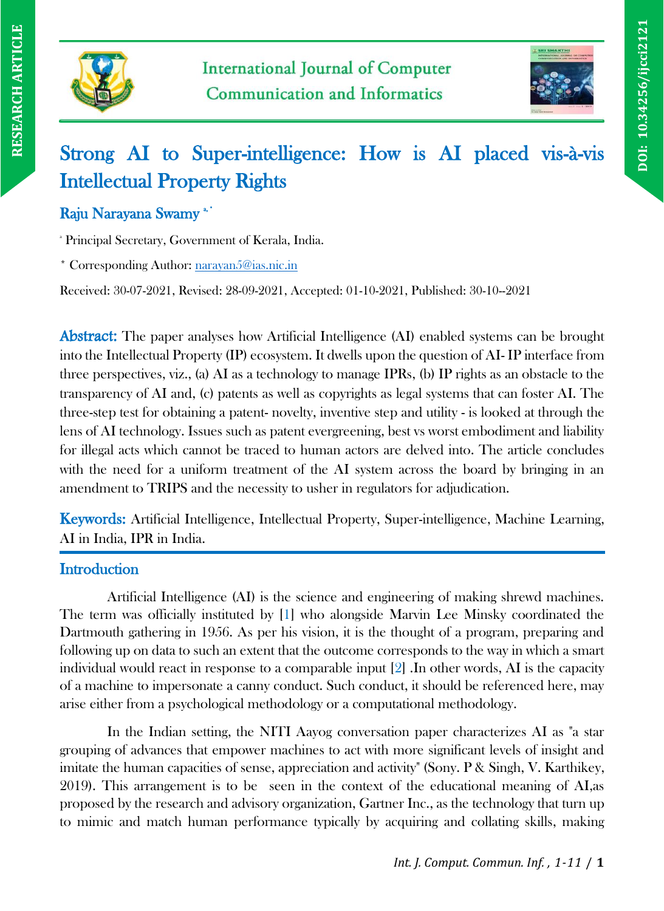RESEARCH ARTICLE

International Journal of Computer Communication and Informatics

DOI: 10.34256/ijcci2121

# Strong AI to Super-intelligence: How is AI placed vis-à-vis Intellectual Property Rights

**Raju Narayana Swamy** [a,*]

[a] Principal Secretary, Government of Kerala, India.

[*] Corresponding Author: narayan5@ias.nic.in

Received: 30-07-2021, Revised: 28-09-2021, Accepted: 01-10-2021, Published: 30-10--2021

**Abstract:** The paper analyses how Artificial Intelligence (AI) enabled systems can be brought into the Intellectual Property (IP) ecosystem. It dwells upon the question of AI- IP interface from three perspectives, viz., (a) AI as a technology to manage IPRs, (b) IP rights as an obstacle to the transparency of AI and, (c) patents as well as copyrights as legal systems that can foster AI. The three-step test for obtaining a patent- novelty, inventive step and utility - is looked at through the lens of AI technology. Issues such as patent evergreening, best vs worst embodiment and liability for illegal acts which cannot be traced to human actors are delved into. The article concludes with the need for a uniform treatment of the AI system across the board by bringing in an amendment to TRIPS and the necessity to usher in regulators for adjudication.

**Keywords:** Artificial Intelligence, Intellectual Property, Super-intelligence, Machine Learning, AI in India, IPR in India.

## Introduction

Artificial Intelligence (AI) is the science and engineering of making shrewd machines. The term was officially instituted by [1] who alongside Marvin Lee Minsky coordinated the Dartmouth gathering in 1956. As per his vision, it is the thought of a program, preparing and following up on data to such an extent that the outcome corresponds to the way in which a smart individual would react in response to a comparable input [2] .In other words, AI is the capacity of a machine to impersonate a canny conduct. Such conduct, it should be referenced here, may arise either from a psychological methodology or a computational methodology.

In the Indian setting, the NITI Aayog conversation paper characterizes AI as "a star grouping of advances that empower machines to act with more significant levels of insight and imitate the human capacities of sense, appreciation and activity" (Sony. P & Singh, V. Karthikey, 2019). This arrangement is to be seen in the context of the educational meaning of AI,as proposed by the research and advisory organization, Gartner Inc., as the technology that turn up to mimic and match human performance typically by acquiring and collating skills, making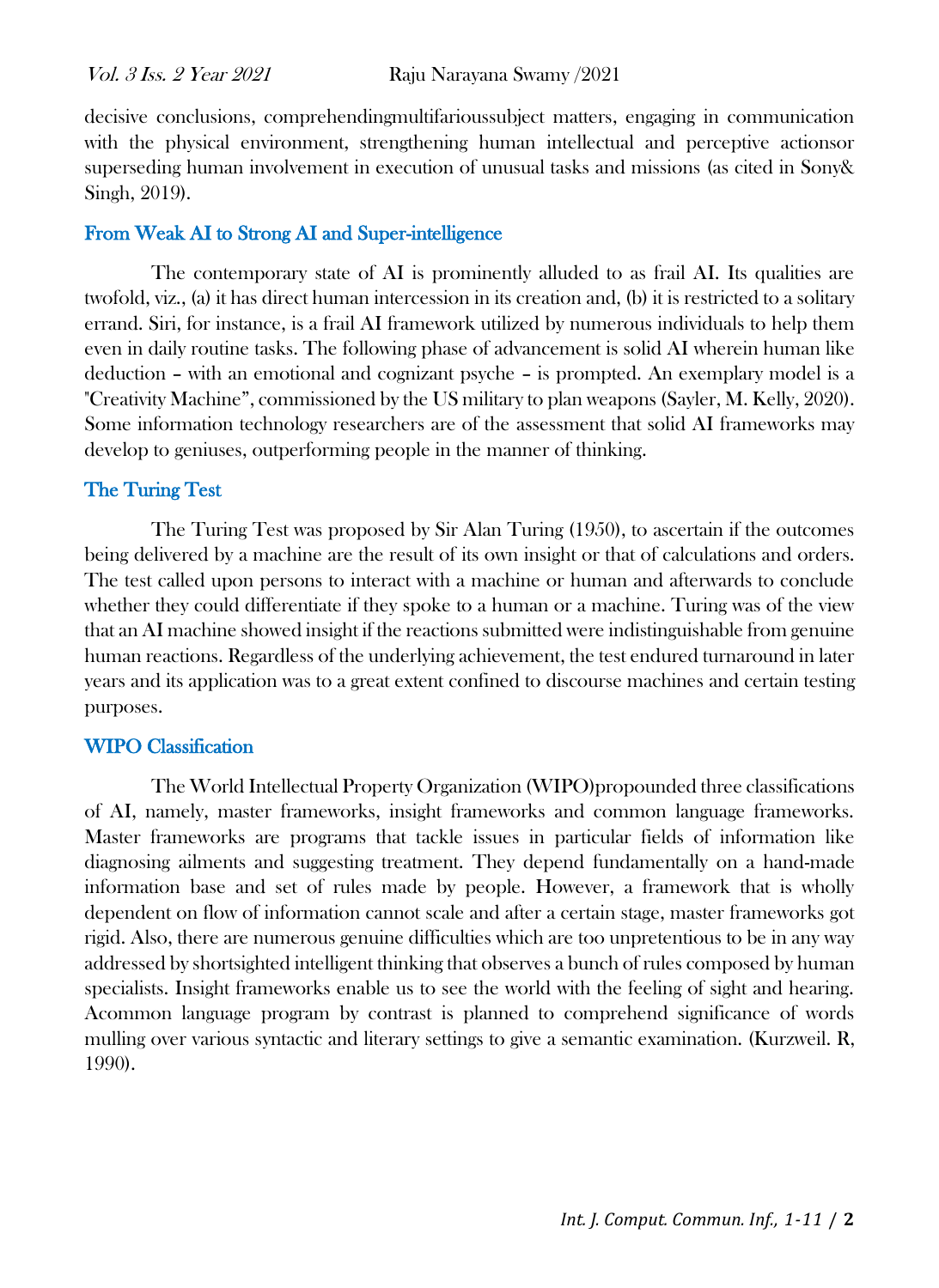decisive conclusions, comprehendingmultifarioussubject matters, engaging in communication with the physical environment, strengthening human intellectual and perceptive actionsor superseding human involvement in execution of unusual tasks and missions (as cited in Sony& Singh, 2019).

## From Weak AI to Strong AI and Super-intelligence

The contemporary state of AI is prominently alluded to as frail AI. Its qualities are twofold, viz., (a) it has direct human intercession in its creation and, (b) it is restricted to a solitary errand. Siri, for instance, is a frail AI framework utilized by numerous individuals to help them even in daily routine tasks. The following phase of advancement is solid AI wherein human like deduction – with an emotional and cognizant psyche – is prompted. An exemplary model is a "Creativity Machine", commissioned by the US military to plan weapons (Sayler, M. Kelly, 2020). Some information technology researchers are of the assessment that solid AI frameworks may develop to geniuses, outperforming people in the manner of thinking.

## The Turing Test

The Turing Test was proposed by Sir Alan Turing (1950), to ascertain if the outcomes being delivered by a machine are the result of its own insight or that of calculations and orders. The test called upon persons to interact with a machine or human and afterwards to conclude whether they could differentiate if they spoke to a human or a machine. Turing was of the view that an AI machine showed insight if the reactions submitted were indistinguishable from genuine human reactions. Regardless of the underlying achievement, the test endured turnaround in later years and its application was to a great extent confined to discourse machines and certain testing purposes.

## WIPO Classification

The World Intellectual Property Organization (WIPO)propounded three classifications of AI, namely, master frameworks, insight frameworks and common language frameworks. Master frameworks are programs that tackle issues in particular fields of information like diagnosing ailments and suggesting treatment. They depend fundamentally on a hand-made information base and set of rules made by people. However, a framework that is wholly dependent on flow of information cannot scale and after a certain stage, master frameworks got rigid. Also, there are numerous genuine difficulties which are too unpretentious to be in any way addressed by shortsighted intelligent thinking that observes a bunch of rules composed by human specialists. Insight frameworks enable us to see the world with the feeling of sight and hearing. Acommon language program by contrast is planned to comprehend significance of words mulling over various syntactic and literary settings to give a semantic examination. (Kurzweil. R, 1990).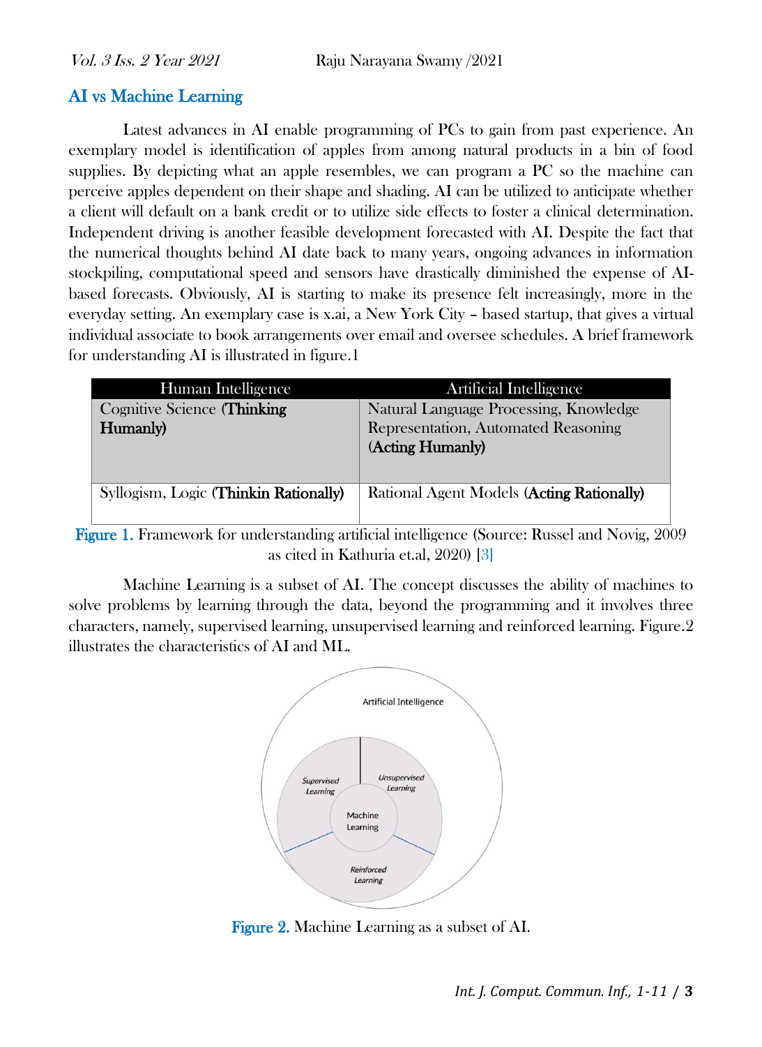## AI vs Machine Learning

Latest advances in AI enable programming of PCs to gain from past experience. An exemplary model is identification of apples from among natural products in a bin of food supplies. By depicting what an apple resembles, we can program a PC so the machine can perceive apples dependent on their shape and shading. AI can be utilized to anticipate whether a client will default on a bank credit or to utilize side effects to foster a clinical determination. Independent driving is another feasible development forecasted with AI. Despite the fact that the numerical thoughts behind AI date back to many years, ongoing advances in information stockpiling, computational speed and sensors have drastically diminished the expense of AI-based forecasts. Obviously, AI is starting to make its presence felt increasingly, more in the everyday setting. An exemplary case is x.ai, a New York City – based startup, that gives a virtual individual associate to book arrangements over email and oversee schedules. A brief framework for understanding AI is illustrated in figure.1

| Human Intelligence | Artificial Intelligence |
|---|---|
| Cognitive Science (**Thinking Humanly**) | Natural Language Processing, Knowledge Representation, Automated Reasoning (**Acting Humanly**) |
| Syllogism, Logic (**Thinkin Rationally**) | Rational Agent Models (**Acting Rationally**) |

Figure 1. Framework for understanding artificial intelligence (Source: Russel and Novig, 2009 as cited in Kathuria et.al, 2020) [3]

Machine Learning is a subset of AI. The concept discusses the ability of machines to solve problems by learning through the data, beyond the programming and it involves three characters, namely, supervised learning, unsupervised learning and reinforced learning. Figure.2 illustrates the characteristics of AI and ML.

Artificial Intelligence

Supervised Learning

Unsupervised Learning

Machine Learning

Reinforced Learning

Figure 2. Machine Learning as a subset of AI.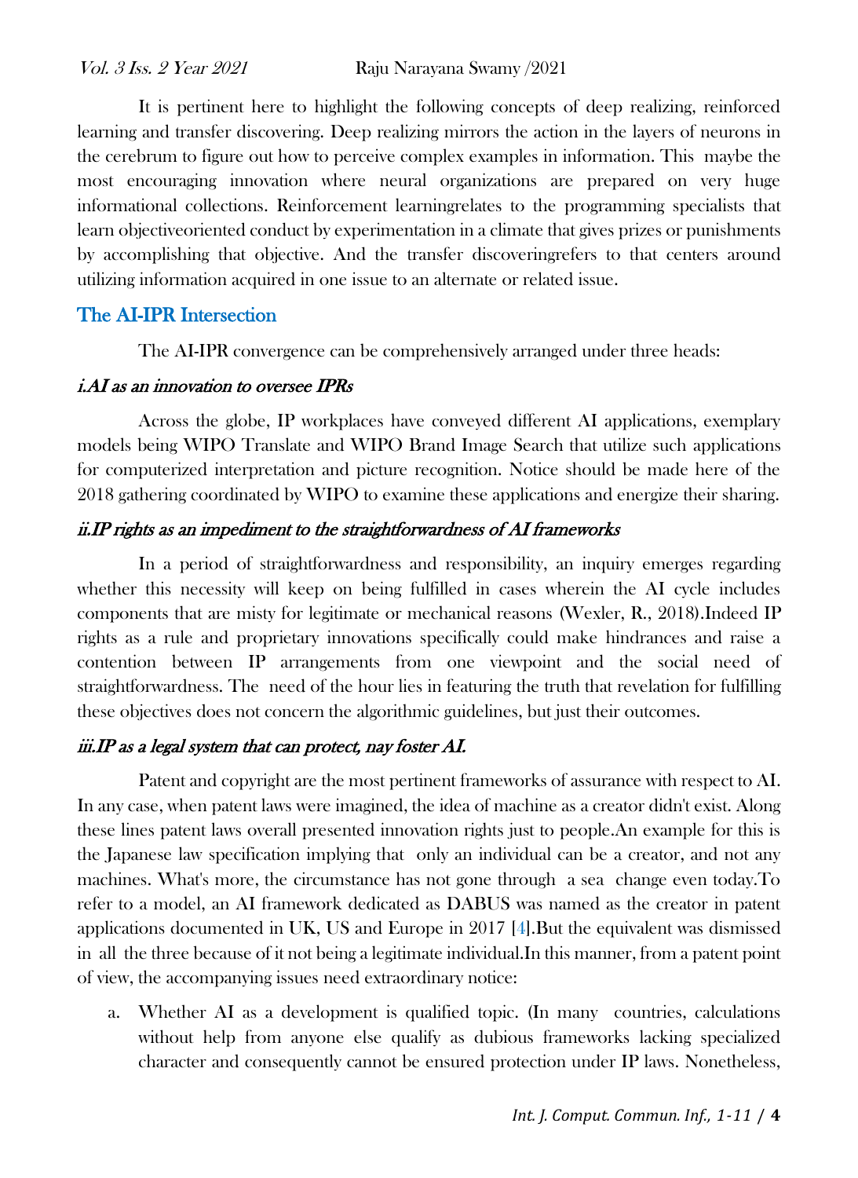It is pertinent here to highlight the following concepts of deep realizing, reinforced learning and transfer discovering. Deep realizing mirrors the action in the layers of neurons in the cerebrum to figure out how to perceive complex examples in information. This maybe the most encouraging innovation where neural organizations are prepared on very huge informational collections. Reinforcement learningrelates to the programming specialists that learn objectiveoriented conduct by experimentation in a climate that gives prizes or punishments by accomplishing that objective. And the transfer discoveringrefers to that centers around utilizing information acquired in one issue to an alternate or related issue.

## The AI-IPR Intersection

The AI-IPR convergence can be comprehensively arranged under three heads:

### *i.AI as an innovation to oversee IPRs*

Across the globe, IP workplaces have conveyed different AI applications, exemplary models being WIPO Translate and WIPO Brand Image Search that utilize such applications for computerized interpretation and picture recognition. Notice should be made here of the 2018 gathering coordinated by WIPO to examine these applications and energize their sharing.

### *ii.IP rights as an impediment to the straightforwardness of AI frameworks*

In a period of straightforwardness and responsibility, an inquiry emerges regarding whether this necessity will keep on being fulfilled in cases wherein the AI cycle includes components that are misty for legitimate or mechanical reasons (Wexler, R., 2018).Indeed IP rights as a rule and proprietary innovations specifically could make hindrances and raise a contention between IP arrangements from one viewpoint and the social need of straightforwardness. The need of the hour lies in featuring the truth that revelation for fulfilling these objectives does not concern the algorithmic guidelines, but just their outcomes.

### *iii.IP as a legal system that can protect, nay foster AI.*

Patent and copyright are the most pertinent frameworks of assurance with respect to AI. In any case, when patent laws were imagined, the idea of machine as a creator didn't exist. Along these lines patent laws overall presented innovation rights just to people.An example for this is the Japanese law specification implying that only an individual can be a creator, and not any machines. What's more, the circumstance has not gone through a sea change even today.To refer to a model, an AI framework dedicated as DABUS was named as the creator in patent applications documented in UK, US and Europe in 2017 [4].But the equivalent was dismissed in all the three because of it not being a legitimate individual.In this manner, from a patent point of view, the accompanying issues need extraordinary notice:

a. Whether AI as a development is qualified topic. (In many countries, calculations without help from anyone else qualify as dubious frameworks lacking specialized character and consequently cannot be ensured protection under IP laws. Nonetheless,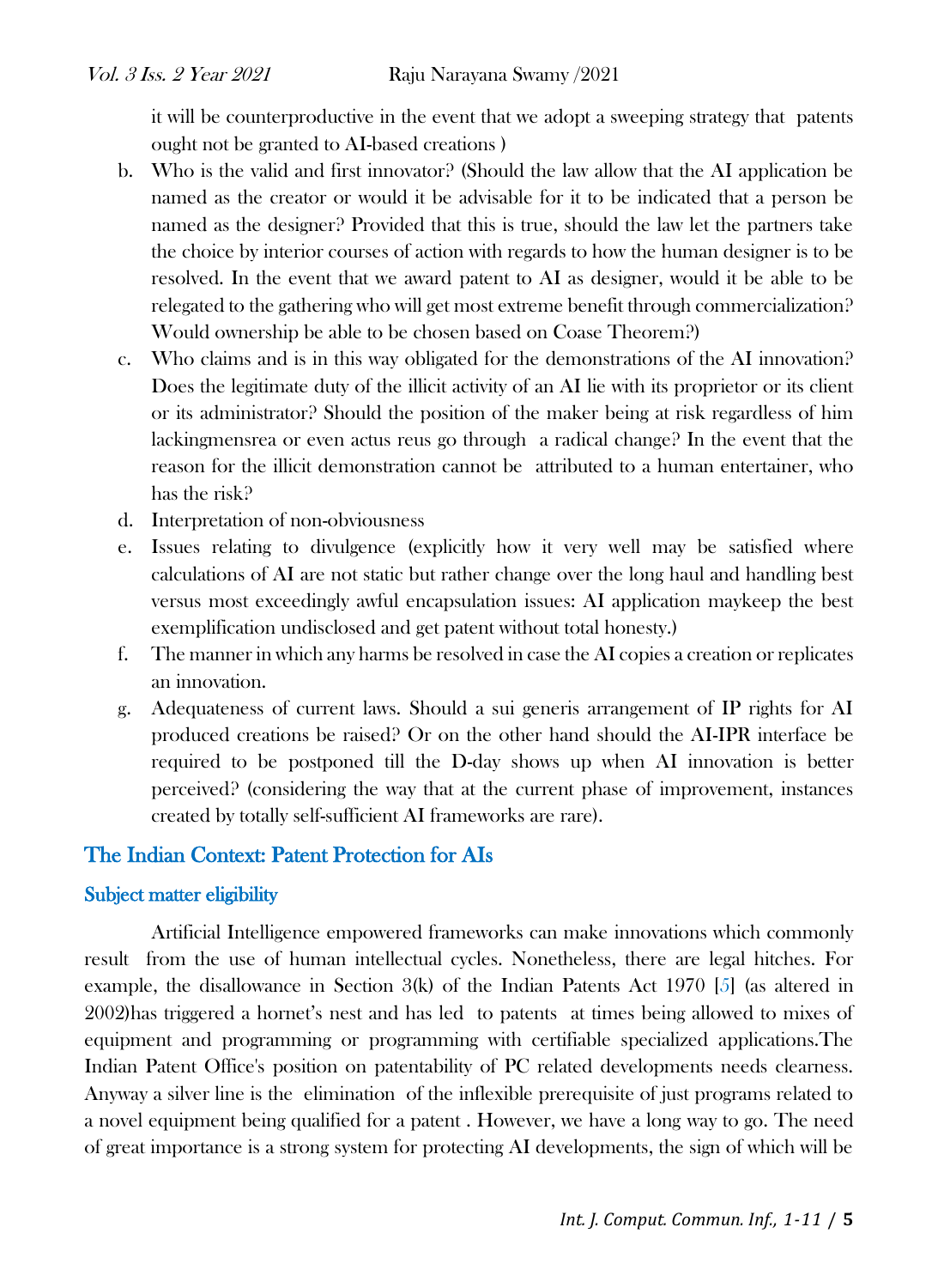it will be counterproductive in the event that we adopt a sweeping strategy that patents ought not be granted to AI-based creations )

b. Who is the valid and first innovator? (Should the law allow that the AI application be named as the creator or would it be advisable for it to be indicated that a person be named as the designer? Provided that this is true, should the law let the partners take the choice by interior courses of action with regards to how the human designer is to be resolved. In the event that we award patent to AI as designer, would it be able to be relegated to the gathering who will get most extreme benefit through commercialization? Would ownership be able to be chosen based on Coase Theorem?)
c. Who claims and is in this way obligated for the demonstrations of the AI innovation? Does the legitimate duty of the illicit activity of an AI lie with its proprietor or its client or its administrator? Should the position of the maker being at risk regardless of him lackingmensrea or even actus reus go through a radical change? In the event that the reason for the illicit demonstration cannot be attributed to a human entertainer, who has the risk?
d. Interpretation of non-obviousness
e. Issues relating to divulgence (explicitly how it very well may be satisfied where calculations of AI are not static but rather change over the long haul and handling best versus most exceedingly awful encapsulation issues: AI application maykeep the best exemplification undisclosed and get patent without total honesty.)
f. The manner in which any harms be resolved in case the AI copies a creation or replicates an innovation.
g. Adequateness of current laws. Should a sui generis arrangement of IP rights for AI produced creations be raised? Or on the other hand should the AI-IPR interface be required to be postponed till the D-day shows up when AI innovation is better perceived? (considering the way that at the current phase of improvement, instances created by totally self-sufficient AI frameworks are rare).

## The Indian Context: Patent Protection for AIs

### Subject matter eligibility

Artificial Intelligence empowered frameworks can make innovations which commonly result from the use of human intellectual cycles. Nonetheless, there are legal hitches. For example, the disallowance in Section 3(k) of the Indian Patents Act 1970 [5] (as altered in 2002)has triggered a hornet's nest and has led to patents at times being allowed to mixes of equipment and programming or programming with certifiable specialized applications.The Indian Patent Office's position on patentability of PC related developments needs clearness. Anyway a silver line is the elimination of the inflexible prerequisite of just programs related to a novel equipment being qualified for a patent . However, we have a long way to go. The need of great importance is a strong system for protecting AI developments, the sign of which will be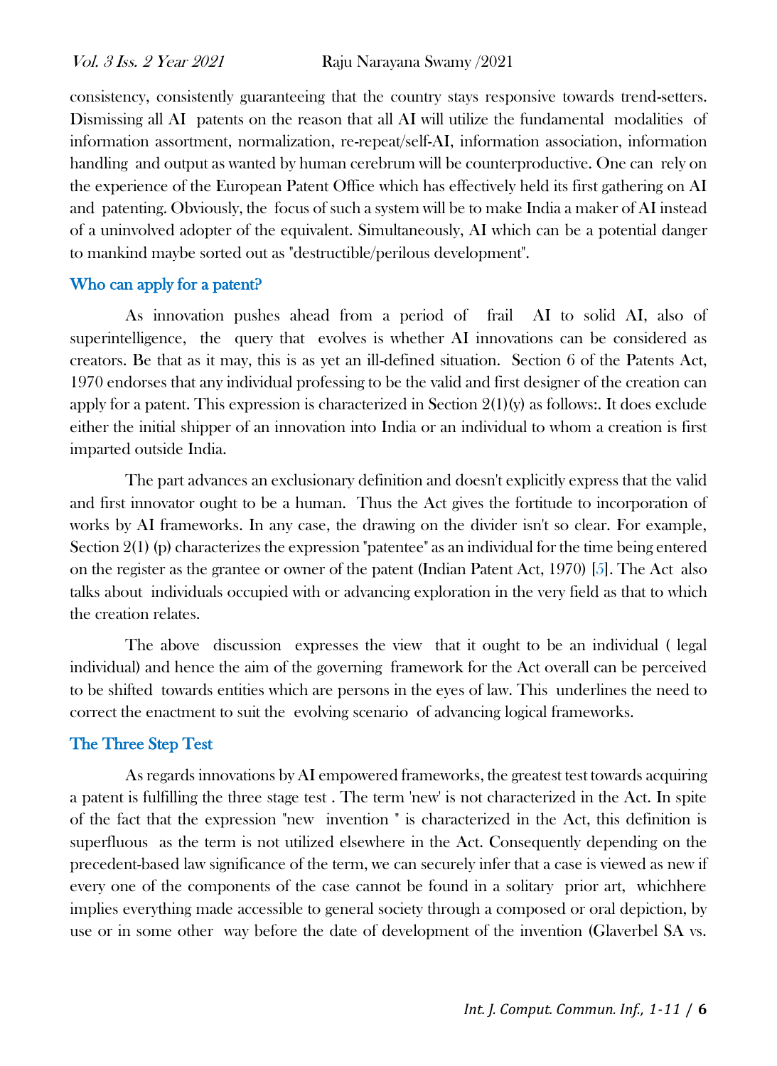consistency, consistently guaranteeing that the country stays responsive towards trend-setters. Dismissing all AI patents on the reason that all AI will utilize the fundamental modalities of information assortment, normalization, re-repeat/self-AI, information association, information handling and output as wanted by human cerebrum will be counterproductive. One can rely on the experience of the European Patent Office which has effectively held its first gathering on AI and patenting. Obviously, the focus of such a system will be to make India a maker of AI instead of a uninvolved adopter of the equivalent. Simultaneously, AI which can be a potential danger to mankind maybe sorted out as "destructible/perilous development".

## Who can apply for a patent?

As innovation pushes ahead from a period of frail AI to solid AI, also of superintelligence, the query that evolves is whether AI innovations can be considered as creators. Be that as it may, this is as yet an ill-defined situation. Section 6 of the Patents Act, 1970 endorses that any individual professing to be the valid and first designer of the creation can apply for a patent. This expression is characterized in Section 2(1)(y) as follows:. It does exclude either the initial shipper of an innovation into India or an individual to whom a creation is first imparted outside India.

The part advances an exclusionary definition and doesn't explicitly express that the valid and first innovator ought to be a human. Thus the Act gives the fortitude to incorporation of works by AI frameworks. In any case, the drawing on the divider isn't so clear. For example, Section 2(1) (p) characterizes the expression "patentee" as an individual for the time being entered on the register as the grantee or owner of the patent (Indian Patent Act, 1970) [5]. The Act also talks about individuals occupied with or advancing exploration in the very field as that to which the creation relates.

The above discussion expresses the view that it ought to be an individual ( legal individual) and hence the aim of the governing framework for the Act overall can be perceived to be shifted towards entities which are persons in the eyes of law. This underlines the need to correct the enactment to suit the evolving scenario of advancing logical frameworks.

## The Three Step Test

As regards innovations by AI empowered frameworks, the greatest test towards acquiring a patent is fulfilling the three stage test . The term 'new' is not characterized in the Act. In spite of the fact that the expression "new invention " is characterized in the Act, this definition is superfluous as the term is not utilized elsewhere in the Act. Consequently depending on the precedent-based law significance of the term, we can securely infer that a case is viewed as new if every one of the components of the case cannot be found in a solitary prior art, whichhere implies everything made accessible to general society through a composed or oral depiction, by use or in some other way before the date of development of the invention (Glaverbel SA vs.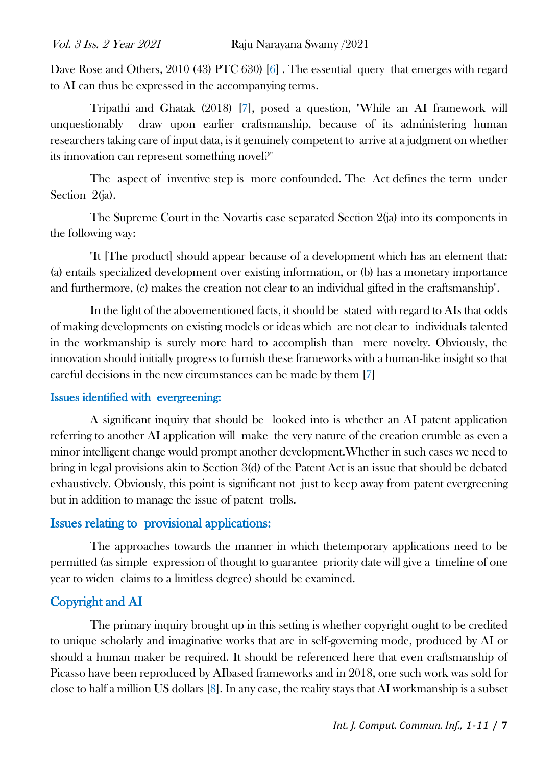Dave Rose and Others, 2010 (43) PTC 630) [6] . The essential query that emerges with regard to AI can thus be expressed in the accompanying terms.

Tripathi and Ghatak (2018) [7], posed a question, "While an AI framework will unquestionably draw upon earlier craftsmanship, because of its administering human researchers taking care of input data, is it genuinely competent to arrive at a judgment on whether its innovation can represent something novel?"

The aspect of inventive step is more confounded. The Act defines the term under Section 2(ja).

The Supreme Court in the Novartis case separated Section 2(ja) into its components in the following way:

"It [The product] should appear because of a development which has an element that: (a) entails specialized development over existing information, or (b) has a monetary importance and furthermore, (c) makes the creation not clear to an individual gifted in the craftsmanship".

In the light of the abovementioned facts, it should be stated with regard to AIs that odds of making developments on existing models or ideas which are not clear to individuals talented in the workmanship is surely more hard to accomplish than mere novelty. Obviously, the innovation should initially progress to furnish these frameworks with a human-like insight so that careful decisions in the new circumstances can be made by them [7]

### Issues identified with evergreening:

A significant inquiry that should be looked into is whether an AI patent application referring to another AI application will make the very nature of the creation crumble as even a minor intelligent change would prompt another development.Whether in such cases we need to bring in legal provisions akin to Section 3(d) of the Patent Act is an issue that should be debated exhaustively. Obviously, this point is significant not just to keep away from patent evergreening but in addition to manage the issue of patent trolls.

### Issues relating to provisional applications:

The approaches towards the manner in which thetemporary applications need to be permitted (as simple expression of thought to guarantee priority date will give a timeline of one year to widen claims to a limitless degree) should be examined.

## Copyright and AI

The primary inquiry brought up in this setting is whether copyright ought to be credited to unique scholarly and imaginative works that are in self-governing mode, produced by AI or should a human maker be required. It should be referenced here that even craftsmanship of Picasso have been reproduced by AIbased frameworks and in 2018, one such work was sold for close to half a million US dollars [8]. In any case, the reality stays that AI workmanship is a subset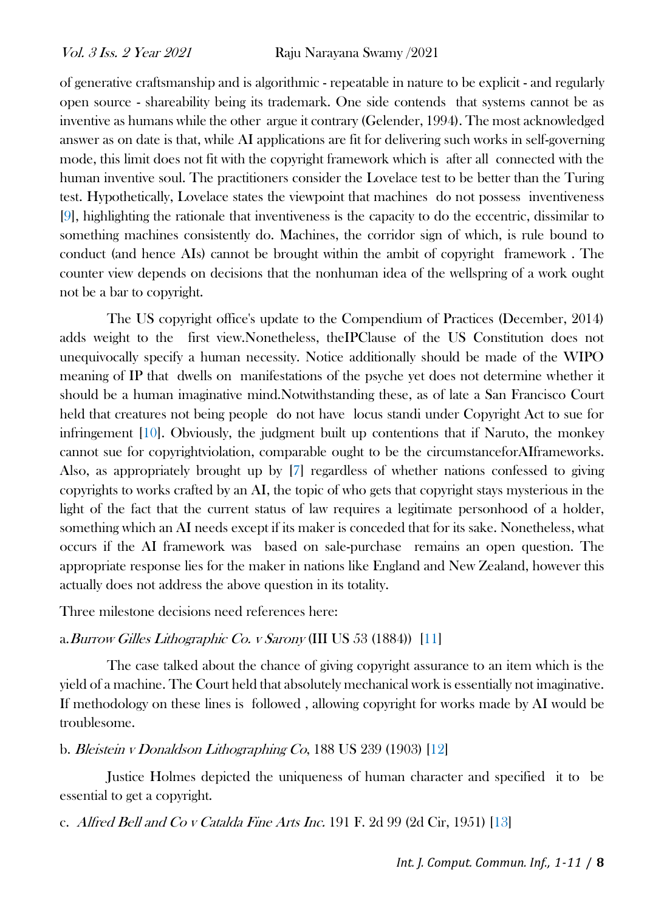of generative craftsmanship and is algorithmic - repeatable in nature to be explicit - and regularly open source - shareability being its trademark. One side contends that systems cannot be as inventive as humans while the other argue it contrary (Gelender, 1994). The most acknowledged answer as on date is that, while AI applications are fit for delivering such works in self-governing mode, this limit does not fit with the copyright framework which is after all connected with the human inventive soul. The practitioners consider the Lovelace test to be better than the Turing test. Hypothetically, Lovelace states the viewpoint that machines do not possess inventiveness [9], highlighting the rationale that inventiveness is the capacity to do the eccentric, dissimilar to something machines consistently do. Machines, the corridor sign of which, is rule bound to conduct (and hence AIs) cannot be brought within the ambit of copyright framework . The counter view depends on decisions that the nonhuman idea of the wellspring of a work ought not be a bar to copyright.

The US copyright office's update to the Compendium of Practices (December, 2014) adds weight to the first view.Nonetheless, theIPClause of the US Constitution does not unequivocally specify a human necessity. Notice additionally should be made of the WIPO meaning of IP that dwells on manifestations of the psyche yet does not determine whether it should be a human imaginative mind.Notwithstanding these, as of late a San Francisco Court held that creatures not being people do not have locus standi under Copyright Act to sue for infringement [10]. Obviously, the judgment built up contentions that if Naruto, the monkey cannot sue for copyrightviolation, comparable ought to be the circumstanceforAIframeworks. Also, as appropriately brought up by [7] regardless of whether nations confessed to giving copyrights to works crafted by an AI, the topic of who gets that copyright stays mysterious in the light of the fact that the current status of law requires a legitimate personhood of a holder, something which an AI needs except if its maker is conceded that for its sake. Nonetheless, what occurs if the AI framework was based on sale-purchase remains an open question. The appropriate response lies for the maker in nations like England and New Zealand, however this actually does not address the above question in its totality.

Three milestone decisions need references here:

a. *Burrow Gilles Lithographic Co. v Sarony* (III US 53 (1884)) [11]

The case talked about the chance of giving copyright assurance to an item which is the yield of a machine. The Court held that absolutely mechanical work is essentially not imaginative. If methodology on these lines is followed , allowing copyright for works made by AI would be troublesome.

b. *Bleistein v Donaldson Lithographing Co*, 188 US 239 (1903) [12]

Justice Holmes depicted the uniqueness of human character and specified it to be essential to get a copyright.

c. *Alfred Bell and Co v Catalda Fine Arts Inc.* 191 F. 2d 99 (2d Cir, 1951) [13]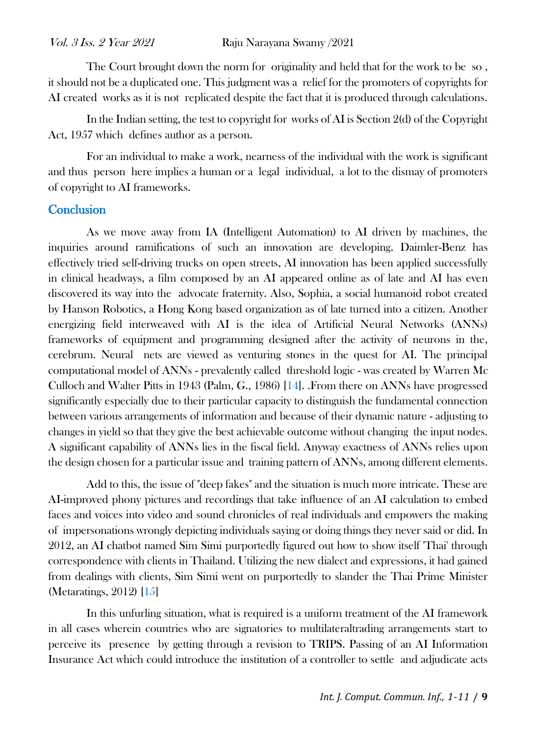The Court brought down the norm for originality and held that for the work to be so , it should not be a duplicated one. This judgment was a relief for the promoters of copyrights for AI created works as it is not replicated despite the fact that it is produced through calculations.

In the Indian setting, the test to copyright for works of AI is Section 2(d) of the Copyright Act, 1957 which defines author as a person.

For an individual to make a work, nearness of the individual with the work is significant and thus person here implies a human or a legal individual, a lot to the dismay of promoters of copyright to AI frameworks.

## Conclusion

As we move away from IA (Intelligent Automation) to AI driven by machines, the inquiries around ramifications of such an innovation are developing. Daimler-Benz has effectively tried self-driving trucks on open streets, AI innovation has been applied successfully in clinical headways, a film composed by an AI appeared online as of late and AI has even discovered its way into the advocate fraternity. Also, Sophia, a social humanoid robot created by Hanson Robotics, a Hong Kong based organization as of late turned into a citizen. Another energizing field interweaved with AI is the idea of Artificial Neural Networks (ANNs) frameworks of equipment and programming designed after the activity of neurons in the, cerebrum. Neural nets are viewed as venturing stones in the quest for AI. The principal computational model of ANNs - prevalently called threshold logic - was created by Warren Mc Culloch and Walter Pitts in 1943 (Palm, G., 1986) [14]. .From there on ANNs have progressed significantly especially due to their particular capacity to distinguish the fundamental connection between various arrangements of information and because of their dynamic nature - adjusting to changes in yield so that they give the best achievable outcome without changing the input nodes. A significant capability of ANNs lies in the fiscal field. Anyway exactness of ANNs relies upon the design chosen for a particular issue and training pattern of ANNs, among different elements.

Add to this, the issue of "deep fakes" and the situation is much more intricate. These are AI-improved phony pictures and recordings that take influence of an AI calculation to embed faces and voices into video and sound chronicles of real individuals and empowers the making of impersonations wrongly depicting individuals saying or doing things they never said or did. In 2012, an AI chatbot named Sim Simi purportedly figured out how to show itself 'Thai' through correspondence with clients in Thailand. Utilizing the new dialect and expressions, it had gained from dealings with clients, Sim Simi went on purportedly to slander the Thai Prime Minister (Metaratings, 2012) [15]

In this unfurling situation, what is required is a uniform treatment of the AI framework in all cases wherein countries who are signatories to multilateraltrading arrangements start to perceive its presence by getting through a revision to TRIPS. Passing of an AI Information Insurance Act which could introduce the institution of a controller to settle and adjudicate acts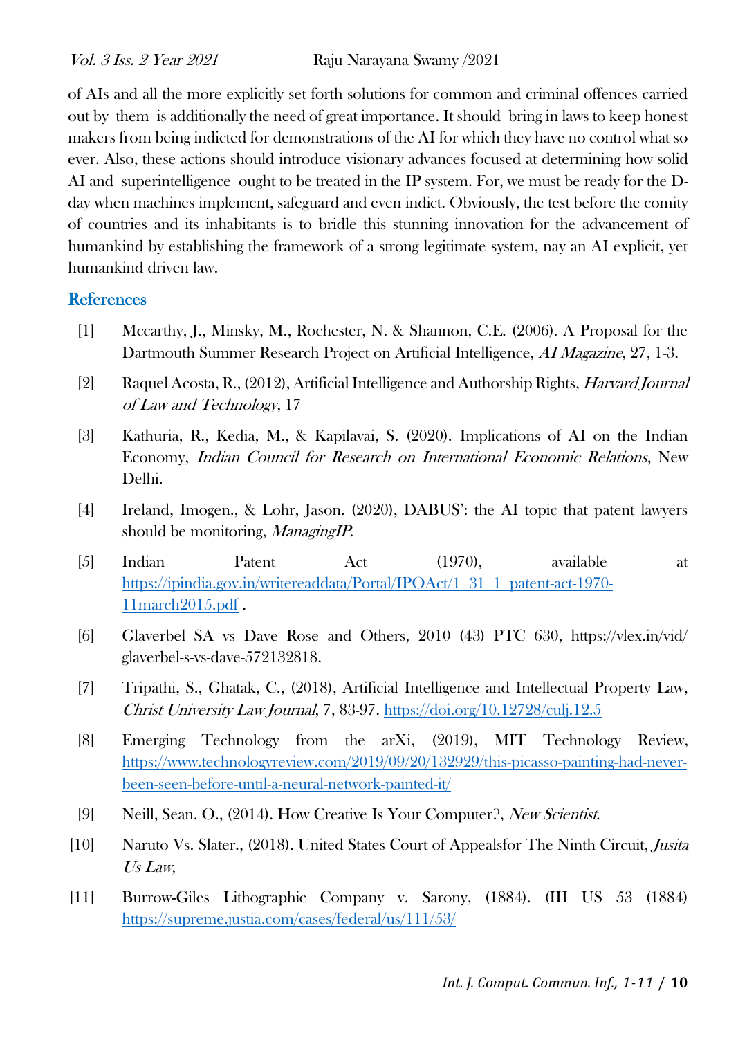of AIs and all the more explicitly set forth solutions for common and criminal offences carried out by them is additionally the need of great importance. It should bring in laws to keep honest makers from being indicted for demonstrations of the AI for which they have no control what so ever. Also, these actions should introduce visionary advances focused at determining how solid AI and superintelligence ought to be treated in the IP system. For, we must be ready for the D-day when machines implement, safeguard and even indict. Obviously, the test before the comity of countries and its inhabitants is to bridle this stunning innovation for the advancement of humankind by establishing the framework of a strong legitimate system, nay an AI explicit, yet humankind driven law.

## References

[1] Mccarthy, J., Minsky, M., Rochester, N. & Shannon, C.E. (2006). A Proposal for the Dartmouth Summer Research Project on Artificial Intelligence, *AI Magazine*, 27, 1-3.

[2] Raquel Acosta, R., (2012), Artificial Intelligence and Authorship Rights, *Harvard Journal of Law and Technology*, 17

[3] Kathuria, R., Kedia, M., & Kapilavai, S. (2020). Implications of AI on the Indian Economy, *Indian Council for Research on International Economic Relations*, New Delhi.

[4] Ireland, Imogen., & Lohr, Jason. (2020), DABUS': the AI topic that patent lawyers should be monitoring, *ManagingIP*.

[5] Indian Patent Act (1970), available at https://ipindia.gov.in/writereaddata/Portal/IPOAct/1_31_1_patent-act-1970-11march2015.pdf .

[6] Glaverbel SA vs Dave Rose and Others, 2010 (43) PTC 630, https://vlex.in/vid/glaverbel-s-vs-dave-572132818.

[7] Tripathi, S., Ghatak, C., (2018), Artificial Intelligence and Intellectual Property Law, *Christ University Law Journal*, 7, 83-97. https://doi.org/10.12728/culj.12.5

[8] Emerging Technology from the arXi, (2019), MIT Technology Review, https://www.technologyreview.com/2019/09/20/132929/this-picasso-painting-had-never-been-seen-before-until-a-neural-network-painted-it/

[9] Neill, Sean. O., (2014). How Creative Is Your Computer?, *New Scientist*.

[10] Naruto Vs. Slater., (2018). United States Court of Appealsfor The Ninth Circuit, *Jusita Us Law*,

[11] Burrow-Giles Lithographic Company v. Sarony, (1884). (III US 53 (1884) https://supreme.justia.com/cases/federal/us/111/53/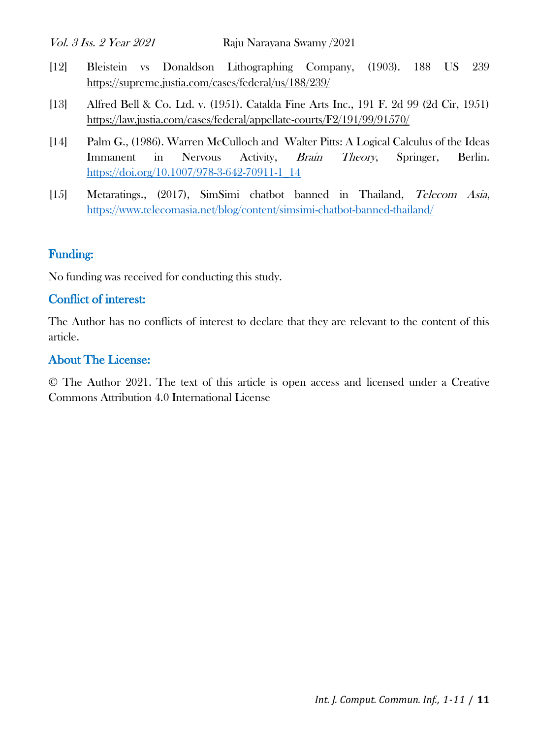[12] Bleistein vs Donaldson Lithographing Company, (1903). 188 US 239 https://supreme.justia.com/cases/federal/us/188/239/

[13] Alfred Bell & Co. Ltd. v. (1951). Catalda Fine Arts Inc., 191 F. 2d 99 (2d Cir, 1951) https://law.justia.com/cases/federal/appellate-courts/F2/191/99/91570/

[14] Palm G., (1986). Warren McCulloch and Walter Pitts: A Logical Calculus of the Ideas Immanent in Nervous Activity, *Brain Theory*, Springer, Berlin. https://doi.org/10.1007/978-3-642-70911-1_14

[15] Metaratings., (2017), SimSimi chatbot banned in Thailand, *Telecom Asia*, https://www.telecomasia.net/blog/content/simsimi-chatbot-banned-thailand/

## Funding:

No funding was received for conducting this study.

## Conflict of interest:

The Author has no conflicts of interest to declare that they are relevant to the content of this article.

## About The License:

© The Author 2021. The text of this article is open access and licensed under a Creative Commons Attribution 4.0 International License